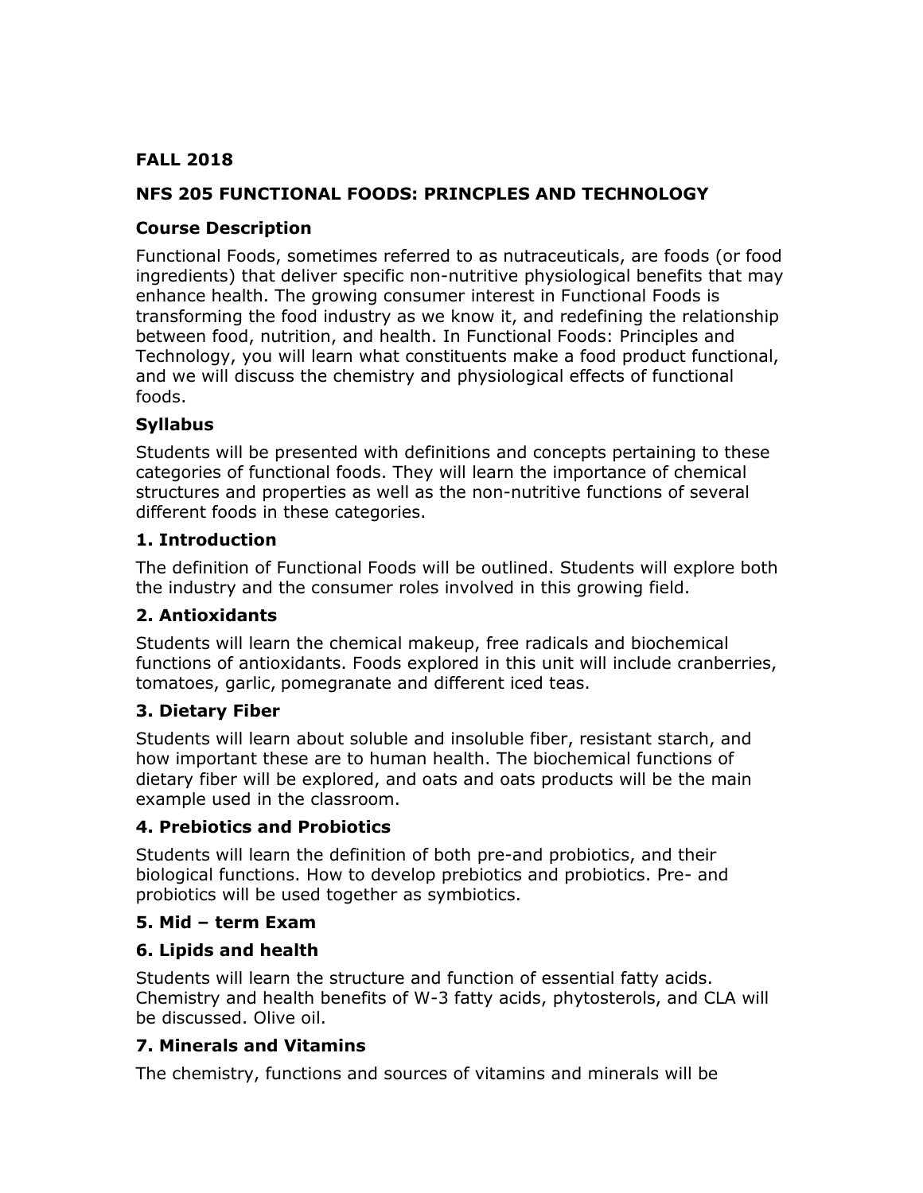**FALL 2018**

**NFS 205 FUNCTIONAL FOODS: PRINCPLES AND TECHNOLOGY**

**Course Description**

Functional Foods, sometimes referred to as nutraceuticals, are foods (or food ingredients) that deliver specific non-nutritive physiological benefits that may enhance health. The growing consumer interest in Functional Foods is transforming the food industry as we know it, and redefining the relationship between food, nutrition, and health. In Functional Foods: Principles and Technology, you will learn what constituents make a food product functional, and we will discuss the chemistry and physiological effects of functional foods.

**Syllabus**

Students will be presented with definitions and concepts pertaining to these categories of functional foods. They will learn the importance of chemical structures and properties as well as the non-nutritive functions of several different foods in these categories.

**1. Introduction**

The definition of Functional Foods will be outlined. Students will explore both the industry and the consumer roles involved in this growing field.

**2. Antioxidants**

Students will learn the chemical makeup, free radicals and biochemical functions of antioxidants. Foods explored in this unit will include cranberries, tomatoes, garlic, pomegranate and different iced teas.

**3. Dietary Fiber**

Students will learn about soluble and insoluble fiber, resistant starch, and how important these are to human health. The biochemical functions of dietary fiber will be explored, and oats and oats products will be the main example used in the classroom.

**4. Prebiotics and Probiotics**

Students will learn the definition of both pre-and probiotics, and their biological functions. How to develop prebiotics and probiotics. Pre- and probiotics will be used together as symbiotics.

**5. Mid – term Exam**

**6. Lipids and health**

Students will learn the structure and function of essential fatty acids. Chemistry and health benefits of W-3 fatty acids, phytosterols, and CLA will be discussed. Olive oil.

**7. Minerals and Vitamins**

The chemistry, functions and sources of vitamins and minerals will be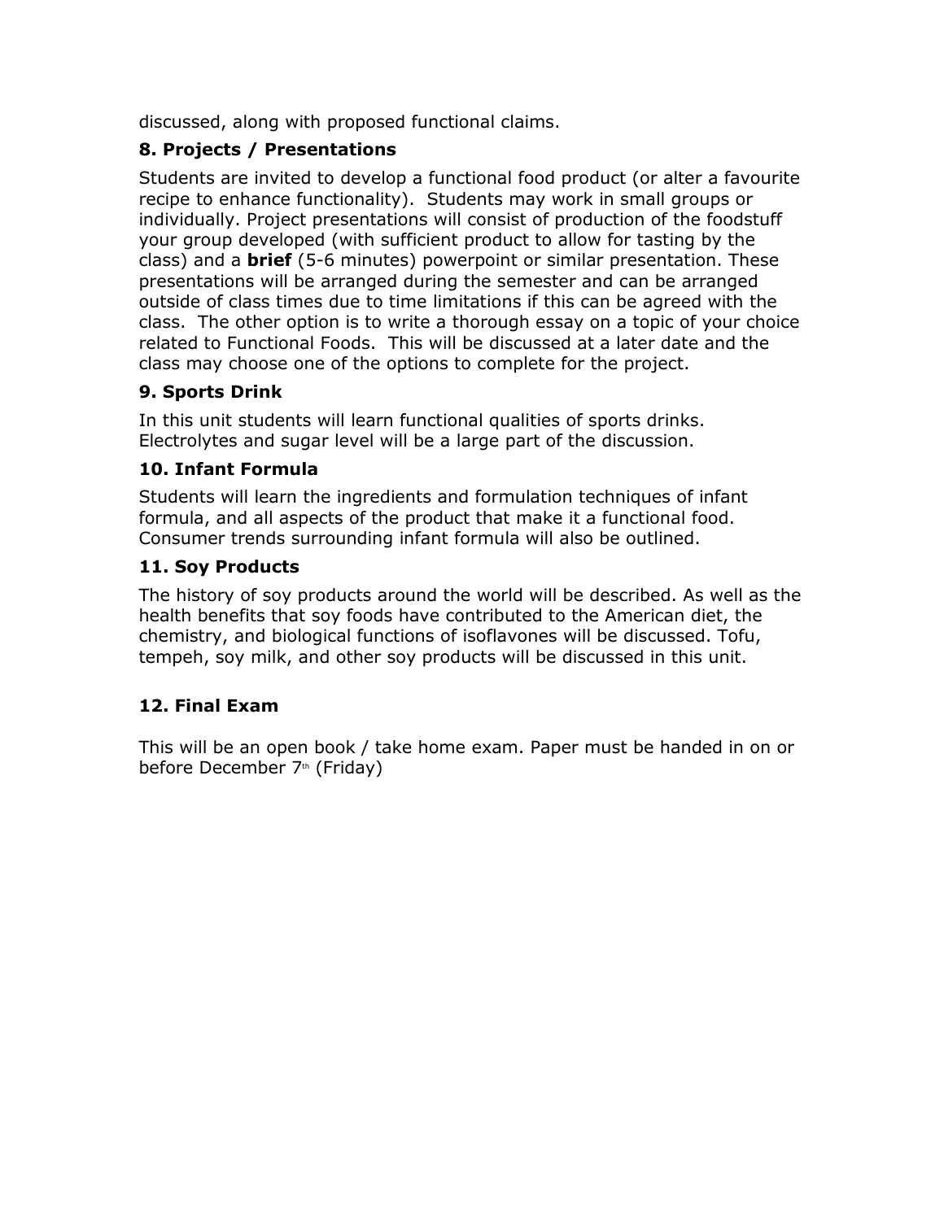discussed, along with proposed functional claims.

### 8. Projects / Presentations

Students are invited to develop a functional food product (or alter a favourite recipe to enhance functionality). Students may work in small groups or individually. Project presentations will consist of production of the foodstuff your group developed (with sufficient product to allow for tasting by the class) and a **brief** (5-6 minutes) powerpoint or similar presentation. These presentations will be arranged during the semester and can be arranged outside of class times due to time limitations if this can be agreed with the class. The other option is to write a thorough essay on a topic of your choice related to Functional Foods. This will be discussed at a later date and the class may choose one of the options to complete for the project.

### 9. Sports Drink

In this unit students will learn functional qualities of sports drinks. Electrolytes and sugar level will be a large part of the discussion.

### 10. Infant Formula

Students will learn the ingredients and formulation techniques of infant formula, and all aspects of the product that make it a functional food. Consumer trends surrounding infant formula will also be outlined.

### 11. Soy Products

The history of soy products around the world will be described. As well as the health benefits that soy foods have contributed to the American diet, the chemistry, and biological functions of isoflavones will be discussed. Tofu, tempeh, soy milk, and other soy products will be discussed in this unit.

### 12. Final Exam

This will be an open book / take home exam. Paper must be handed in on or before December 7th (Friday)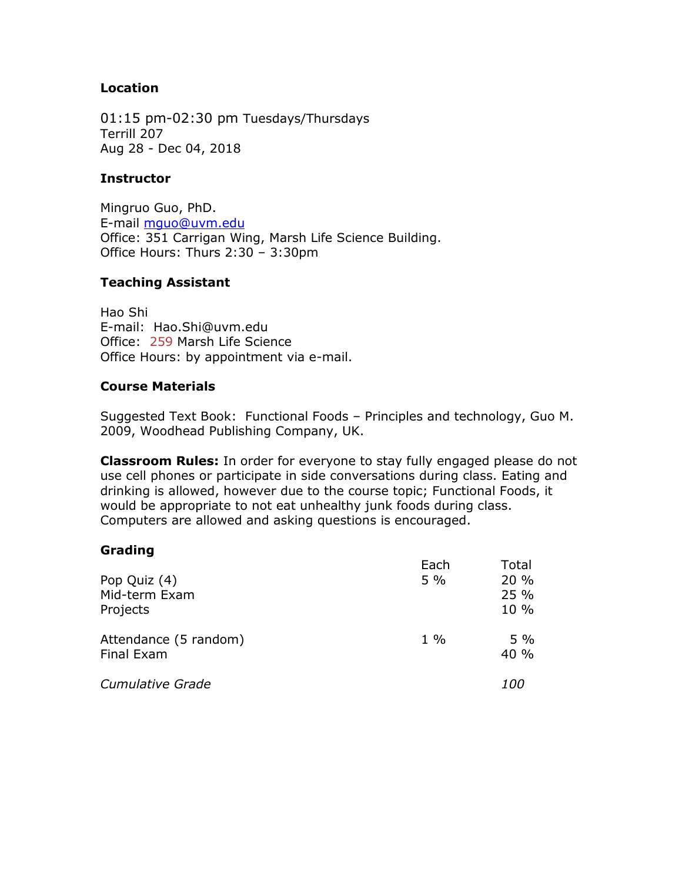**Location**

01:15 pm-02:30 pm Tuesdays/Thursdays
Terrill 207
Aug 28 - Dec 04, 2018

**Instructor**

Mingruo Guo, PhD.
E-mail mguo@uvm.edu
Office: 351 Carrigan Wing, Marsh Life Science Building.
Office Hours: Thurs 2:30 – 3:30pm

**Teaching Assistant**

Hao Shi
E-mail: Hao.Shi@uvm.edu
Office: 259 Marsh Life Science
Office Hours: by appointment via e-mail.

**Course Materials**

Suggested Text Book: Functional Foods – Principles and technology, Guo M. 2009, Woodhead Publishing Company, UK.

**Classroom Rules:** In order for everyone to stay fully engaged please do not use cell phones or participate in side conversations during class. Eating and drinking is allowed, however due to the course topic; Functional Foods, it would be appropriate to not eat unhealthy junk foods during class. Computers are allowed and asking questions is encouraged.

**Grading**

| | Each | Total |
|---|---|---|
| Pop Quiz (4) | 5 % | 20 % |
| Mid-term Exam | | 25 % |
| Projects | | 10 % |
| Attendance (5 random) | 1 % | 5 % |
| Final Exam | | 40 % |
| *Cumulative Grade* | | *100* |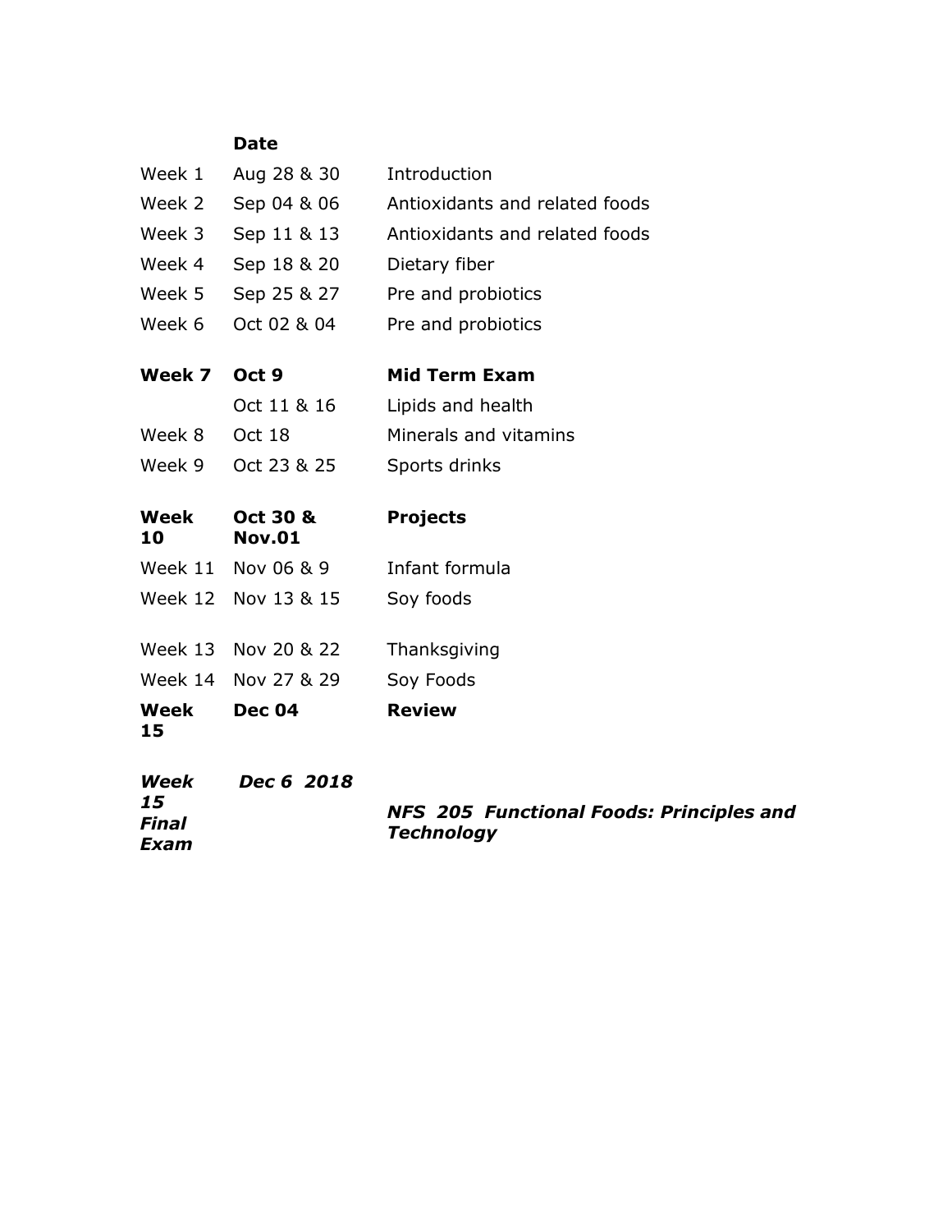| | Date | |
|---|---|---|
| Week 1 | Aug 28 & 30 | Introduction |
| Week 2 | Sep 04 & 06 | Antioxidants and related foods |
| Week 3 | Sep 11 & 13 | Antioxidants and related foods |
| Week 4 | Sep 18 & 20 | Dietary fiber |
| Week 5 | Sep 25 & 27 | Pre and probiotics |
| Week 6 | Oct 02 & 04 | Pre and probiotics |
| **Week 7** | **Oct 9** | **Mid Term Exam** |
| | Oct 11 & 16 | Lipids and health |
| Week 8 | Oct 18 | Minerals and vitamins |
| Week 9 | Oct 23 & 25 | Sports drinks |
| **Week 10** | **Oct 30 & Nov.01** | **Projects** |
| Week 11 | Nov 06 & 9 | Infant formula |
| Week 12 | Nov 13 & 15 | Soy foods |
| Week 13 | Nov 20 & 22 | Thanksgiving |
| Week 14 | Nov 27 & 29 | Soy Foods |
| **Week 15** | **Dec 04** | **Review** |
| ***Week 15 Final Exam*** | ***Dec 6 2018*** | ***NFS 205 Functional Foods: Principles and Technology*** |